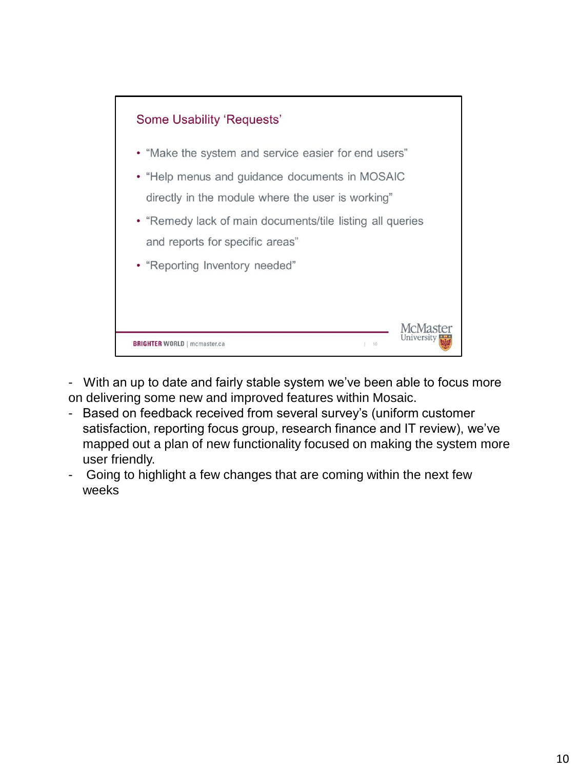## Some Usability 'Requests'

- "Make the system and service easier for end users"
- "Help menus and guidance documents in MOSAIC directly in the module where the user is working"
- "Remedy lack of main documents/tile listing all queries and reports for specific areas"
- "Reporting Inventory needed"

BRIGHTER WORLD | mcmaster.ca

McMaster University

- With an up to date and fairly stable system we've been able to focus more on delivering some new and improved features within Mosaic.
- Based on feedback received from several survey's (uniform customer satisfaction, reporting focus group, research finance and IT review), we've mapped out a plan of new functionality focused on making the system more user friendly.
- Going to highlight a few changes that are coming within the next few weeks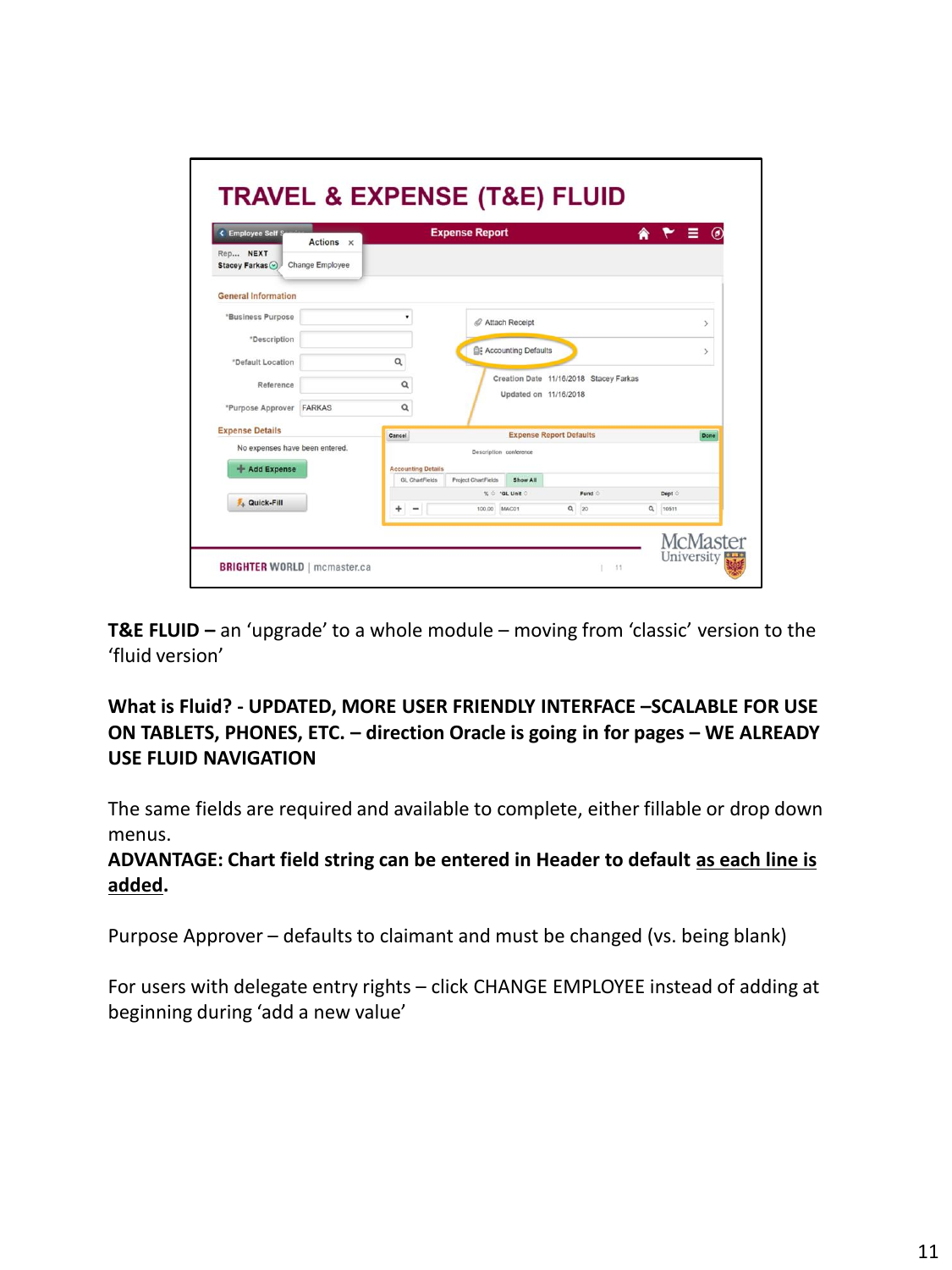# TRAVEL & EXPENSE (T&E) FLUID

**T&E FLUID –** an 'upgrade' to a whole module – moving from 'classic' version to the 'fluid version'

**What is Fluid? - UPDATED, MORE USER FRIENDLY INTERFACE –SCALABLE FOR USE ON TABLETS, PHONES, ETC. – direction Oracle is going in for pages – WE ALREADY USE FLUID NAVIGATION**

The same fields are required and available to complete, either fillable or drop down menus.

**ADVANTAGE: Chart field string can be entered in Header to default <u>as each line is added</u>.**

Purpose Approver – defaults to claimant and must be changed (vs. being blank)

For users with delegate entry rights – click CHANGE EMPLOYEE instead of adding at beginning during 'add a new value'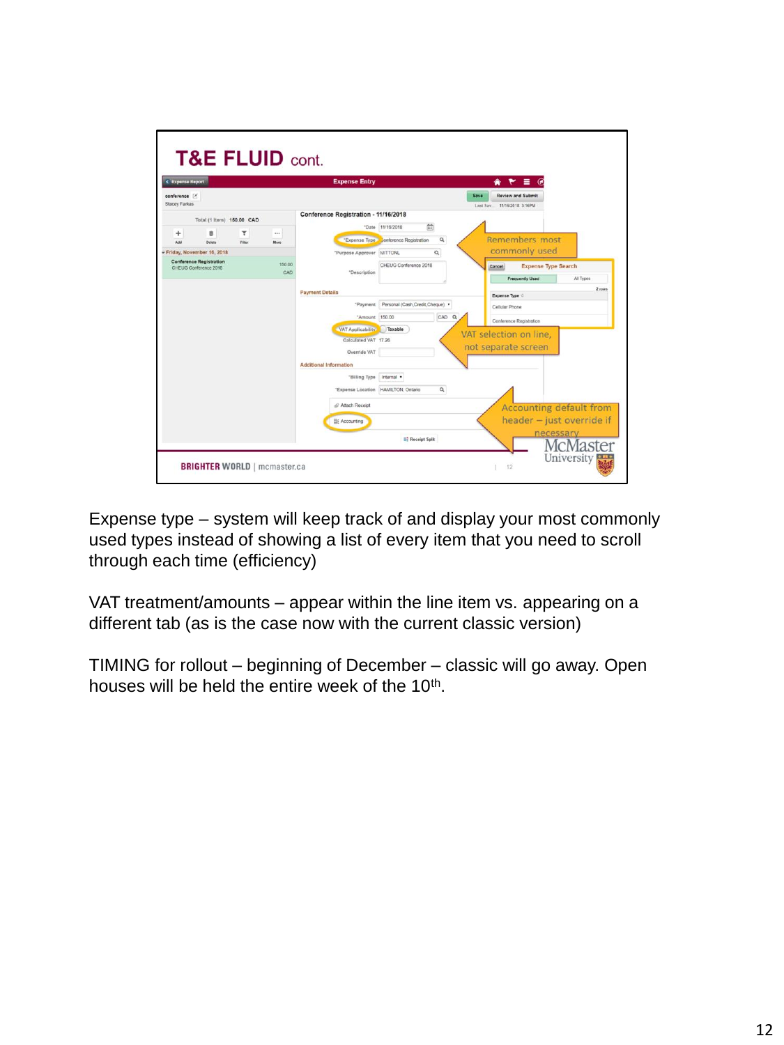## T&E FLUID cont.

Remembers most commonly used

VAT selection on line, not separate screen

Accounting default from header – just override if necessary

Expense type – system will keep track of and display your most commonly used types instead of showing a list of every item that you need to scroll through each time (efficiency)

VAT treatment/amounts – appear within the line item vs. appearing on a different tab (as is the case now with the current classic version)

TIMING for rollout – beginning of December – classic will go away. Open houses will be held the entire week of the 10th.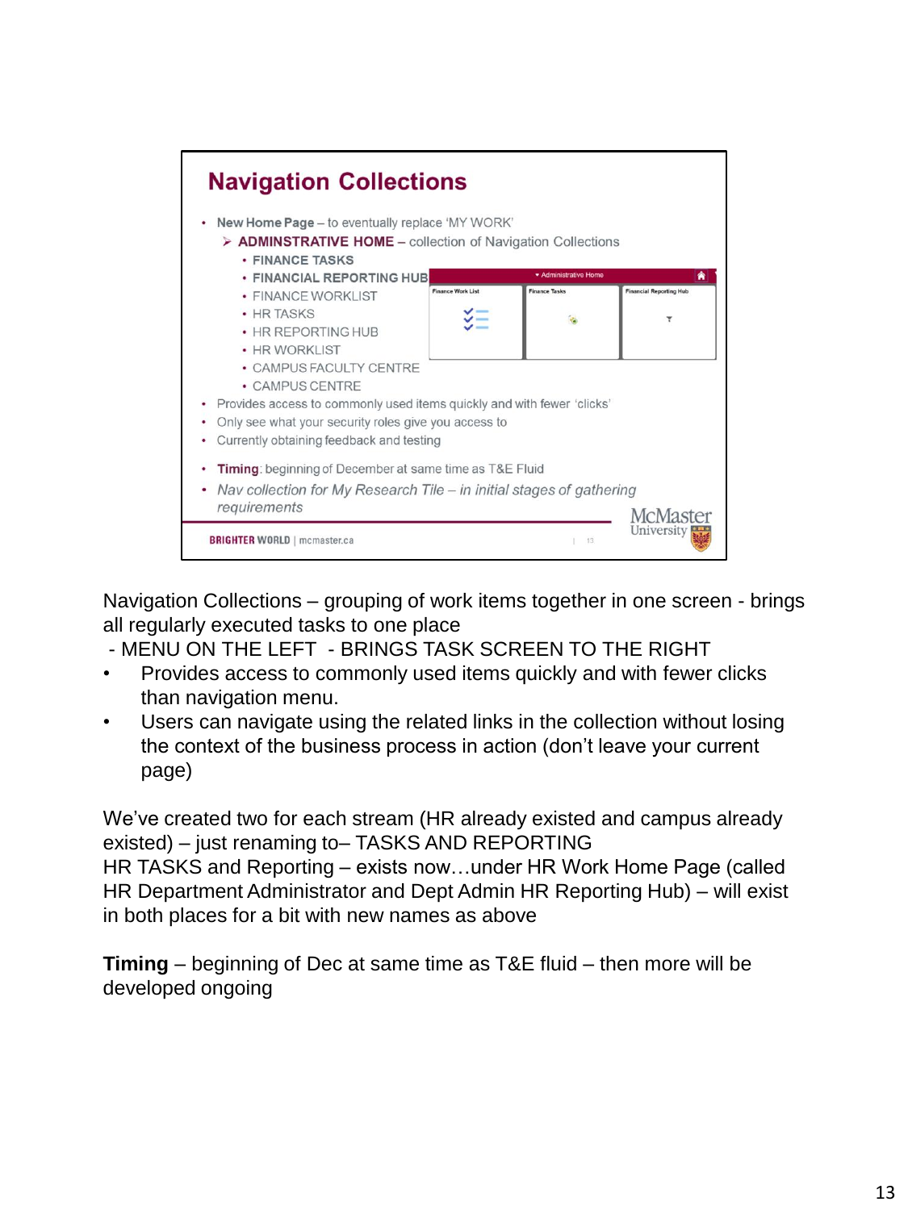## Navigation Collections

- **New Home Page** – to eventually replace 'MY WORK'
  - **ADMINSTRATIVE HOME** – collection of Navigation Collections
    - **FINANCE TASKS**
    - **FINANCIAL REPORTING HUB**
    - FINANCE WORKLIST
    - HR TASKS
    - HR REPORTING HUB
    - HR WORKLIST
    - CAMPUS FACULTY CENTRE
    - CAMPUS CENTRE
- Provides access to commonly used items quickly and with fewer 'clicks'
- Only see what your security roles give you access to
- Currently obtaining feedback and testing
- **Timing**: beginning of December at same time as T&E Fluid
- *Nav collection for My Research Tile – in initial stages of gathering requirements*

Navigation Collections – grouping of work items together in one screen - brings all regularly executed tasks to one place
 - MENU ON THE LEFT  - BRINGS TASK SCREEN TO THE RIGHT

- Provides access to commonly used items quickly and with fewer clicks than navigation menu.
- Users can navigate using the related links in the collection without losing the context of the business process in action (don't leave your current page)

We've created two for each stream (HR already existed and campus already existed) – just renaming to– TASKS AND REPORTING
HR TASKS and Reporting – exists now…under HR Work Home Page (called HR Department Administrator and Dept Admin HR Reporting Hub) – will exist in both places for a bit with new names as above

**Timing** – beginning of Dec at same time as T&E fluid – then more will be developed ongoing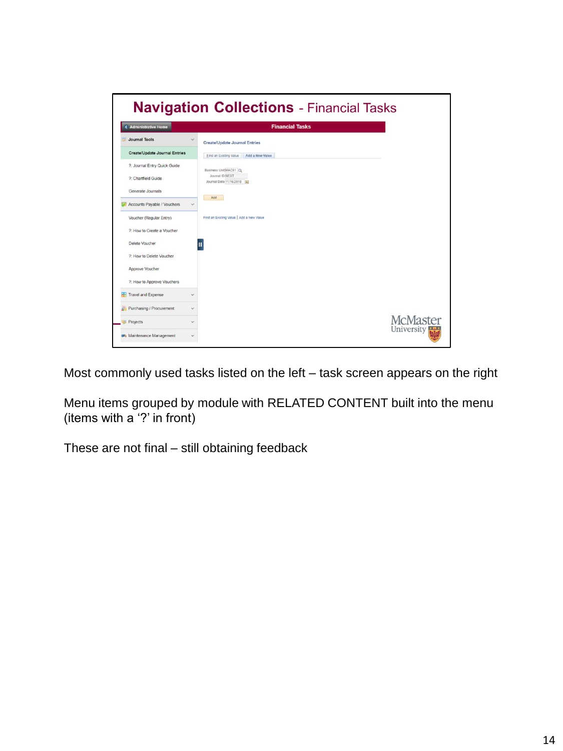# Navigation Collections - Financial Tasks

Administrative Home | Financial Tasks

- Journal Tools
  - Create/Update Journal Entries
  - ?: Journal Entry Quick Guide
  - ?: Chartfield Guide
  - Generate Journals
- Accounts Payable / Vouchers
  - Voucher (Regular Entry)
  - ?: How to Create a Voucher
  - Delete Voucher
  - ?: How to Delete Voucher
  - Approve Voucher
  - ?: How to Approve Vouchers
- Travel and Expense
- Purchasing / Procurement
- Projects
- Maintenance Management

Create/Update Journal Entries

Find an Existing Value | Add a New Value

Business Unit: MAC01

Journal ID: NEXT

Journal Date: 11/16/2018

Add

Find an Existing Value | Add a New Value

McMaster University

Most commonly used tasks listed on the left – task screen appears on the right

Menu items grouped by module with RELATED CONTENT built into the menu (items with a '?' in front)

These are not final – still obtaining feedback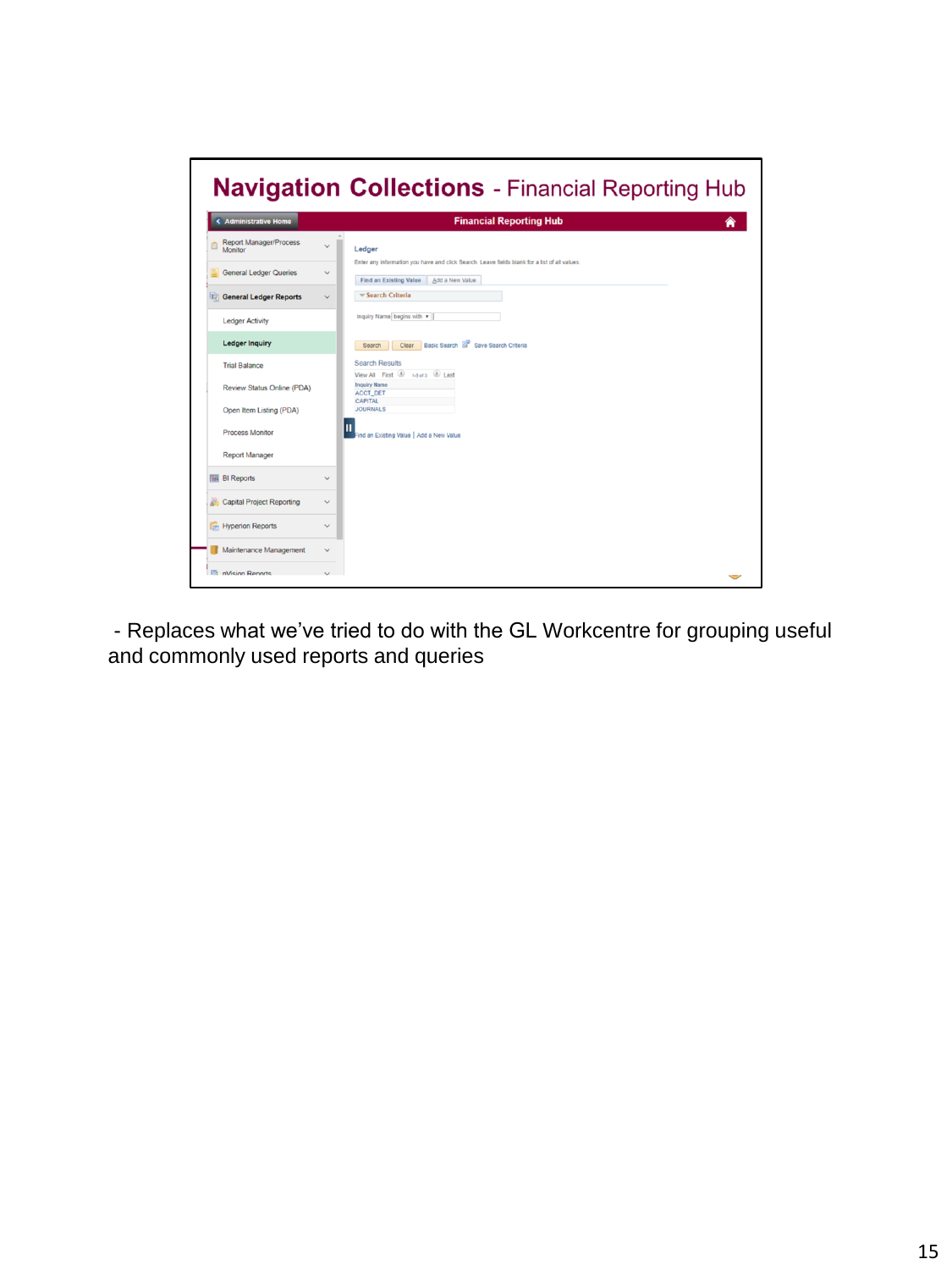# Navigation Collections - Financial Reporting Hub

Administrative Home | Financial Reporting Hub

- Report Manager/Process Monitor
- General Ledger Queries
- General Ledger Reports
  - Ledger Activity
  - Ledger Inquiry
  - Trial Balance
  - Review Status Online (PDA)
  - Open Item Listing (PDA)
  - Process Monitor
  - Report Manager
- BI Reports
- Capital Project Reporting
- Hyperion Reports
- Maintenance Management
- nVision Reports

Ledger

Enter any information you have and click Search. Leave fields blank for a list of all values.

Find an Existing Value | Add a New Value

Search Criteria

Inquiry Name begins with

Search | Clear | Basic Search | Save Search Criteria

Search Results

View All | First | 1-3 of 3 | Last

| Inquiry Name |
| --- |
| ACCT_DET |
| CAPITAL |
| JOURNALS |

Find an Existing Value | Add a New Value

- Replaces what we've tried to do with the GL Workcentre for grouping useful and commonly used reports and queries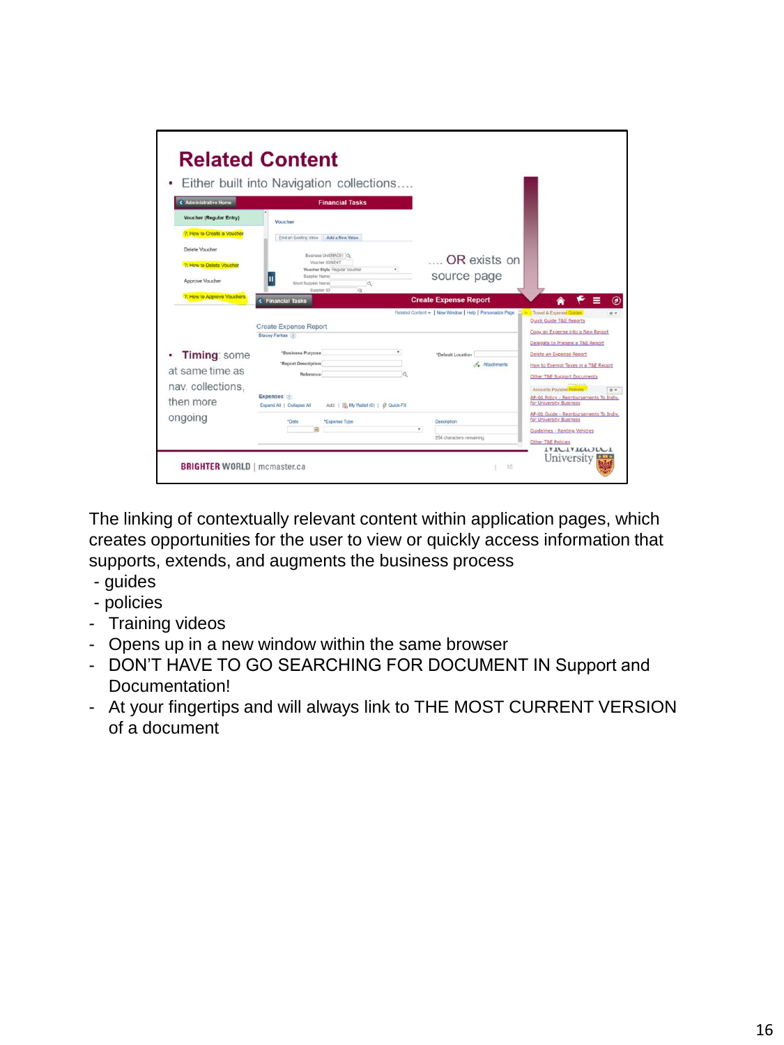## Related Content

- Either built into Navigation collections….

…. OR exists on source page

- **Timing**: some at same time as nav. collections, then more ongoing

BRIGHTER WORLD | mcmaster.ca

The linking of contextually relevant content within application pages, which creates opportunities for the user to view or quickly access information that supports, extends, and augments the business process

- guides
- policies
- Training videos
- Opens up in a new window within the same browser
- DON'T HAVE TO GO SEARCHING FOR DOCUMENT IN Support and Documentation!
- At your fingertips and will always link to THE MOST CURRENT VERSION of a document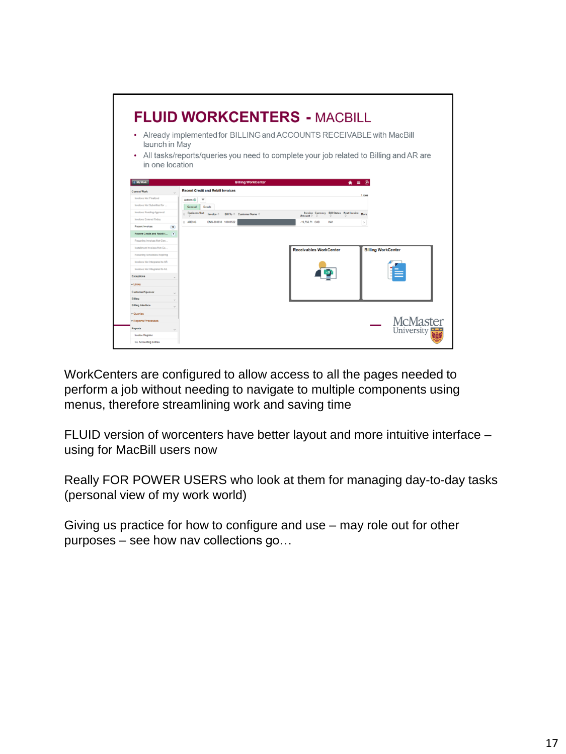# FLUID WORKCENTERS - MACBILL

- Already implemented for BILLING and ACCOUNTS RECEIVABLE with MacBill launch in May
- All tasks/reports/queries you need to complete your job related to Billing and AR are in one location

WorkCenters are configured to allow access to all the pages needed to perform a job without needing to navigate to multiple components using menus, therefore streamlining work and saving time

FLUID version of worcenters have better layout and more intuitive interface – using for MacBill users now

Really FOR POWER USERS who look at them for managing day-to-day tasks (personal view of my work world)

Giving us practice for how to configure and use – may role out for other purposes – see how nav collections go…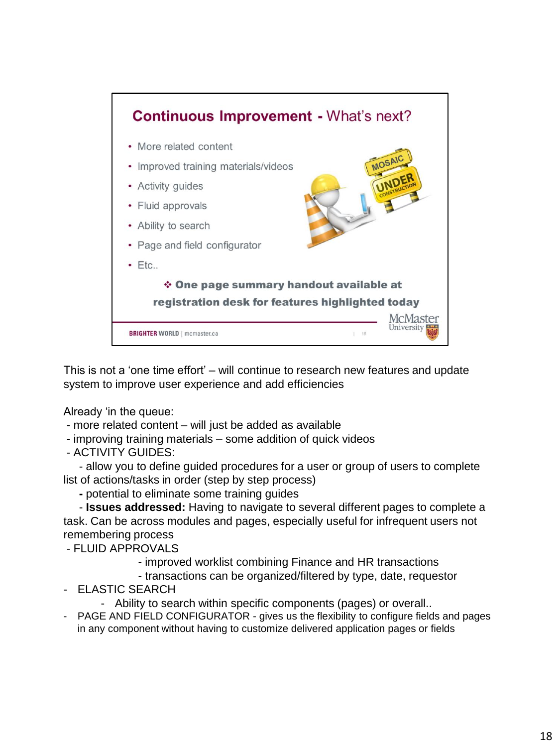## Continuous Improvement - What's next?

- More related content
- Improved training materials/videos
- Activity guides
- Fluid approvals
- Ability to search
- Page and field configurator
- Etc..

❖ **One page summary handout available at registration desk for features highlighted today**

BRIGHTER WORLD | mcmaster.ca

McMaster University

This is not a 'one time effort' – will continue to research new features and update system to improve user experience and add efficiencies

Already 'in the queue:

- more related content – will just be added as available
- improving training materials – some addition of quick videos
- ACTIVITY GUIDES:
  - allow you to define guided procedures for a user or group of users to complete list of actions/tasks in order (step by step process)
  - potential to eliminate some training guides
  - **Issues addressed:** Having to navigate to several different pages to complete a task. Can be across modules and pages, especially useful for infrequent users not remembering process
- FLUID APPROVALS
  - improved worklist combining Finance and HR transactions
  - transactions can be organized/filtered by type, date, requestor
- ELASTIC SEARCH
  - Ability to search within specific components (pages) or overall..
- PAGE AND FIELD CONFIGURATOR - gives us the flexibility to configure fields and pages in any component without having to customize delivered application pages or fields